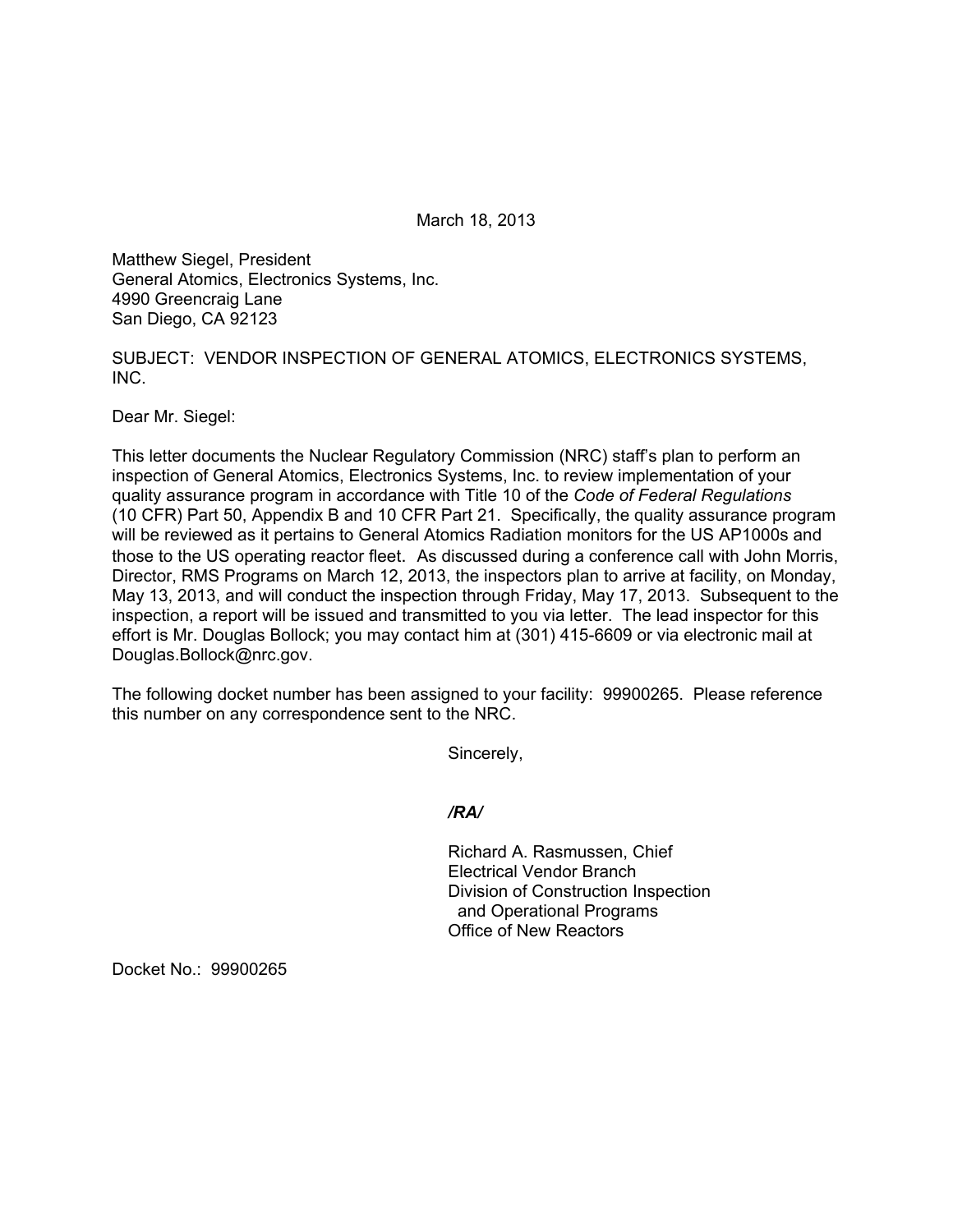March 18, 2013

Matthew Siegel, President
General Atomics, Electronics Systems, Inc.
4990 Greencraig Lane
San Diego, CA 92123

SUBJECT: VENDOR INSPECTION OF GENERAL ATOMICS, ELECTRONICS SYSTEMS, INC.

Dear Mr. Siegel:

This letter documents the Nuclear Regulatory Commission (NRC) staff's plan to perform an inspection of General Atomics, Electronics Systems, Inc. to review implementation of your quality assurance program in accordance with Title 10 of the *Code of Federal Regulations* (10 CFR) Part 50, Appendix B and 10 CFR Part 21. Specifically, the quality assurance program will be reviewed as it pertains to General Atomics Radiation monitors for the US AP1000s and those to the US operating reactor fleet. As discussed during a conference call with John Morris, Director, RMS Programs on March 12, 2013, the inspectors plan to arrive at facility, on Monday, May 13, 2013, and will conduct the inspection through Friday, May 17, 2013. Subsequent to the inspection, a report will be issued and transmitted to you via letter. The lead inspector for this effort is Mr. Douglas Bollock; you may contact him at (301) 415-6609 or via electronic mail at Douglas.Bollock@nrc.gov.

The following docket number has been assigned to your facility: 99900265. Please reference this number on any correspondence sent to the NRC.

Sincerely,

***/RA/***

Richard A. Rasmussen, Chief
Electrical Vendor Branch
Division of Construction Inspection
and Operational Programs
Office of New Reactors

Docket No.: 99900265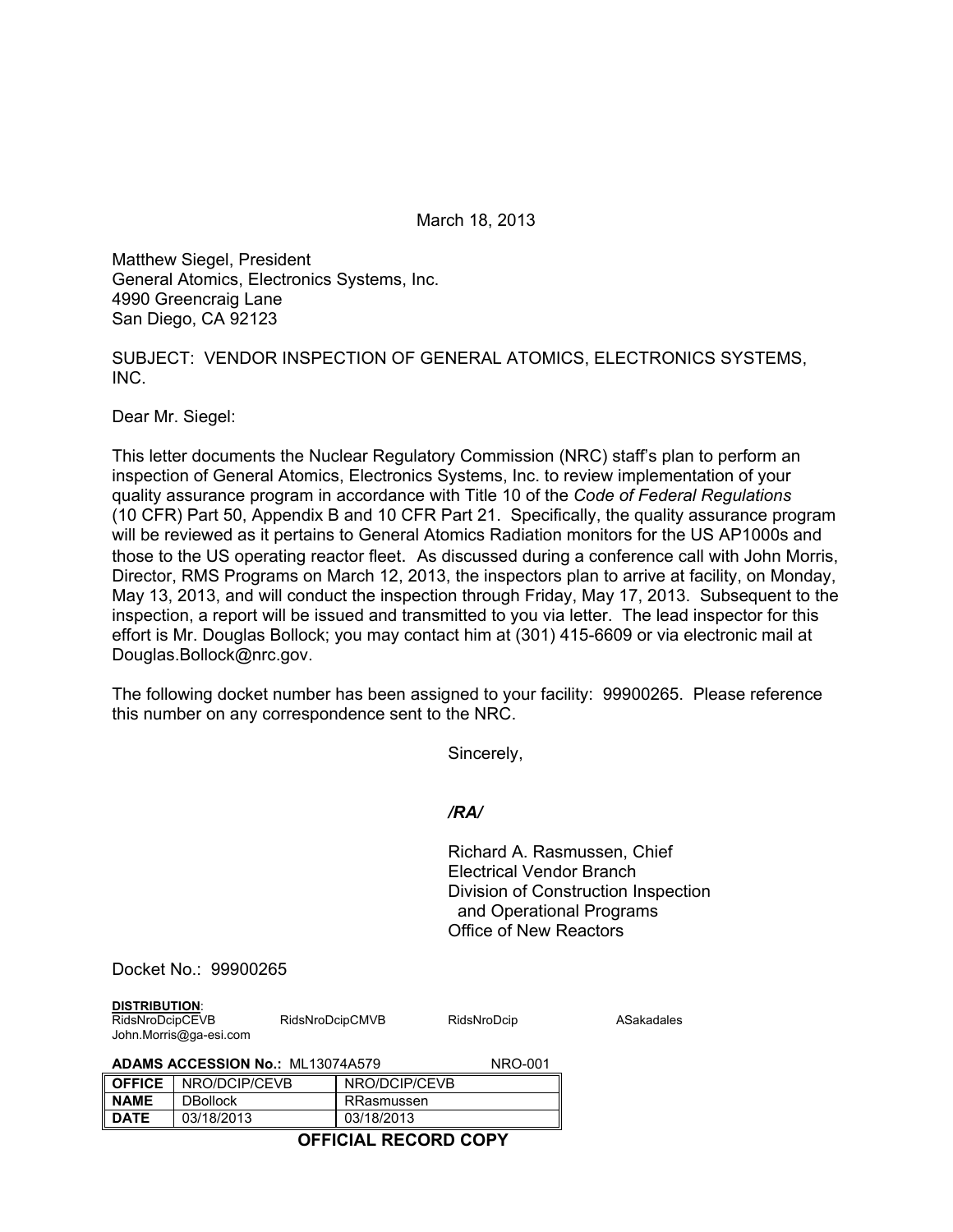March 18, 2013

Matthew Siegel, President
General Atomics, Electronics Systems, Inc.
4990 Greencraig Lane
San Diego, CA 92123

SUBJECT: VENDOR INSPECTION OF GENERAL ATOMICS, ELECTRONICS SYSTEMS, INC.

Dear Mr. Siegel:

This letter documents the Nuclear Regulatory Commission (NRC) staff's plan to perform an inspection of General Atomics, Electronics Systems, Inc. to review implementation of your quality assurance program in accordance with Title 10 of the *Code of Federal Regulations* (10 CFR) Part 50, Appendix B and 10 CFR Part 21. Specifically, the quality assurance program will be reviewed as it pertains to General Atomics Radiation monitors for the US AP1000s and those to the US operating reactor fleet. As discussed during a conference call with John Morris, Director, RMS Programs on March 12, 2013, the inspectors plan to arrive at facility, on Monday, May 13, 2013, and will conduct the inspection through Friday, May 17, 2013. Subsequent to the inspection, a report will be issued and transmitted to you via letter. The lead inspector for this effort is Mr. Douglas Bollock; you may contact him at (301) 415-6609 or via electronic mail at Douglas.Bollock@nrc.gov.

The following docket number has been assigned to your facility: 99900265. Please reference this number on any correspondence sent to the NRC.

Sincerely,

*/RA/*

Richard A. Rasmussen, Chief
Electrical Vendor Branch
Division of Construction Inspection
and Operational Programs
Office of New Reactors

Docket No.: 99900265

**DISTRIBUTION**:
RidsNroDcipCEVB RidsNroDcipCMVB RidsNroDcip ASakadales
John.Morris@ga-esi.com

**ADAMS ACCESSION No.:** ML13074A579 NRO-001

| | | |
|---|---|---|
| **OFFICE** | NRO/DCIP/CEVB | NRO/DCIP/CEVB |
| **NAME** | DBollock | RRasmussen |
| **DATE** | 03/18/2013 | 03/18/2013 |

**OFFICIAL RECORD COPY**